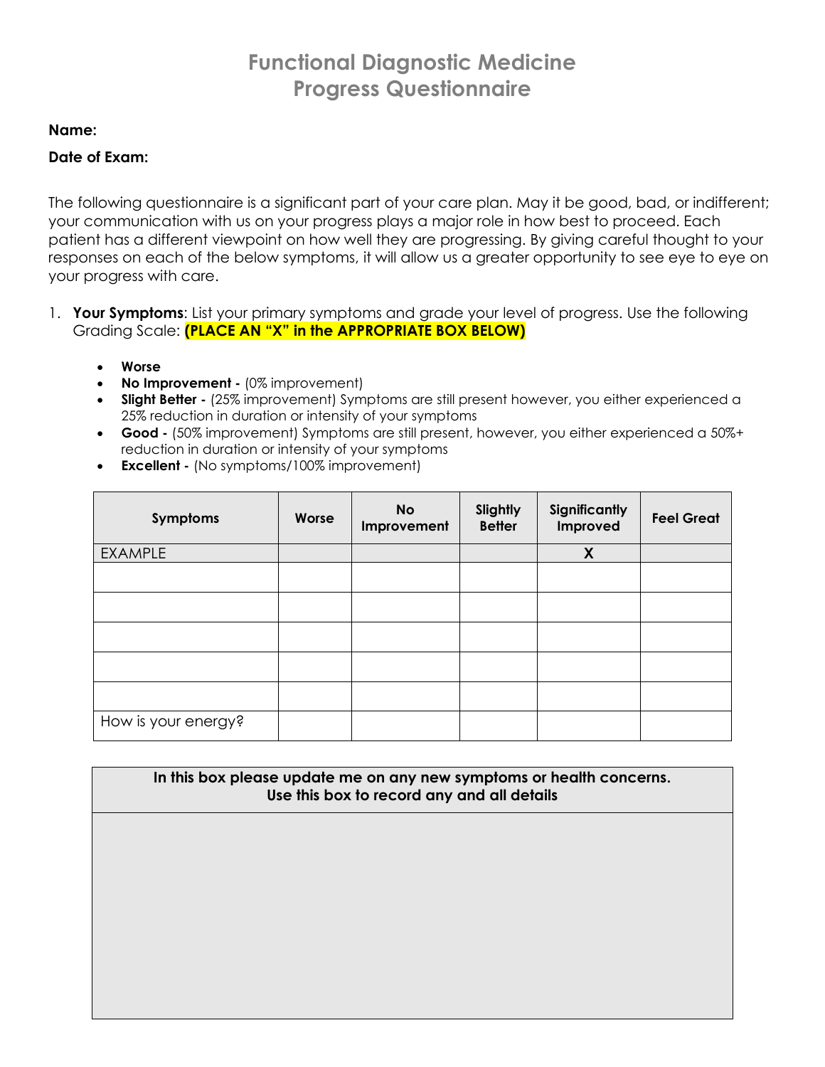# Functional Diagnostic Medicine
# Progress Questionnaire

**Name:**

**Date of Exam:**

The following questionnaire is a significant part of your care plan. May it be good, bad, or indifferent; your communication with us on your progress plays a major role in how best to proceed. Each patient has a different viewpoint on how well they are progressing. By giving careful thought to your responses on each of the below symptoms, it will allow us a greater opportunity to see eye to eye on your progress with care.

1. **Your Symptoms**: List your primary symptoms and grade your level of progress. Use the following Grading Scale: **(PLACE AN "X" in the APPROPRIATE BOX BELOW)**

   - **Worse**
   - **No Improvement -** (0% improvement)
   - **Slight Better -** (25% improvement) Symptoms are still present however, you either experienced a 25% reduction in duration or intensity of your symptoms
   - **Good -** (50% improvement) Symptoms are still present, however, you either experienced a 50%+ reduction in duration or intensity of your symptoms
   - **Excellent -** (No symptoms/100% improvement)

| Symptoms | Worse | No Improvement | Slightly Better | Significantly Improved | Feel Great |
|---|---|---|---|---|---|
| EXAMPLE | | | | X | |
| | | | | | |
| | | | | | |
| | | | | | |
| | | | | | |
| | | | | | |
| How is your energy? | | | | | |

| In this box please update me on any new symptoms or health concerns. Use this box to record any and all details |
|---|
| |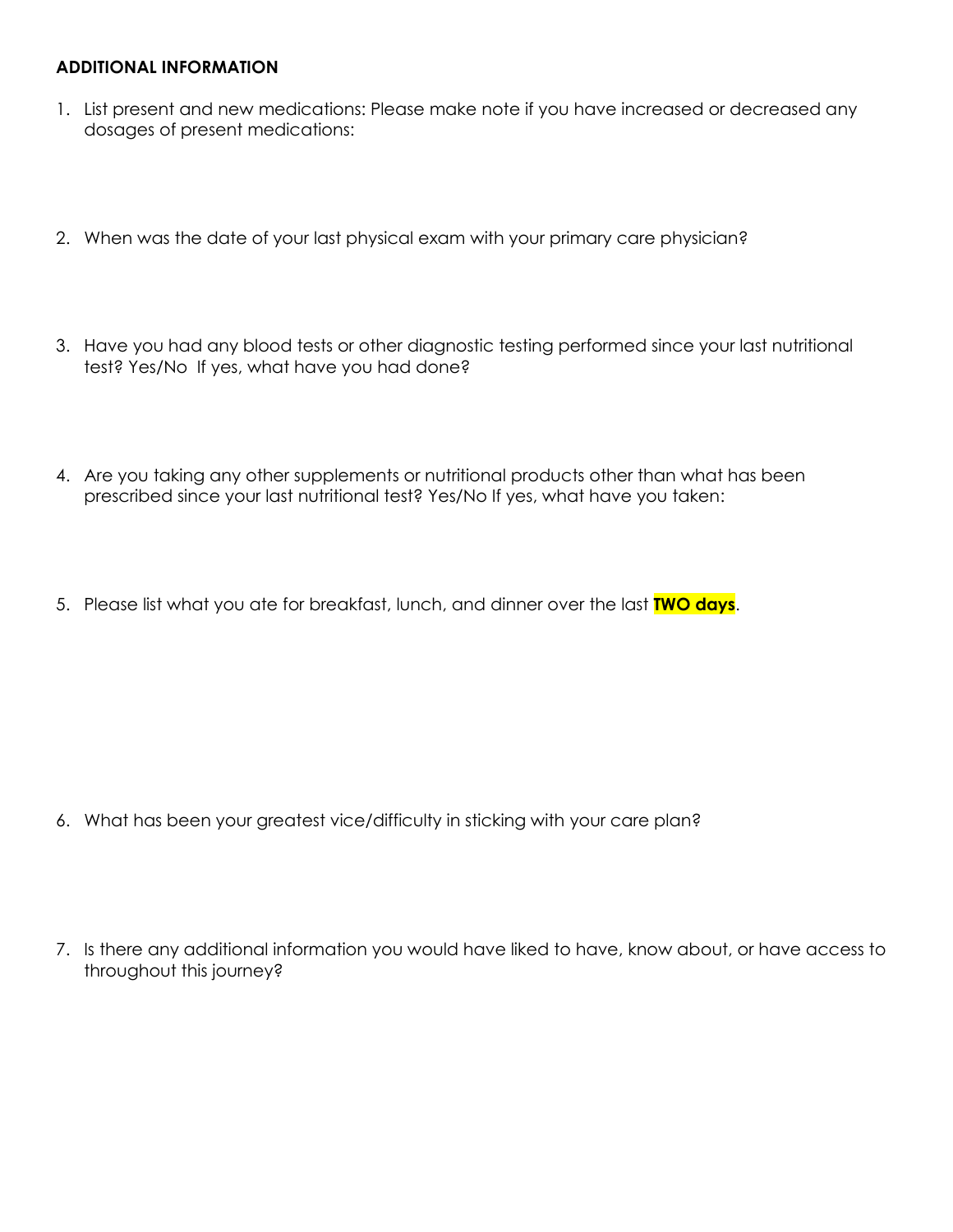**ADDITIONAL INFORMATION**

1. List present and new medications: Please make note if you have increased or decreased any dosages of present medications:

2. When was the date of your last physical exam with your primary care physician?

3. Have you had any blood tests or other diagnostic testing performed since your last nutritional test? Yes/No If yes, what have you had done?

4. Are you taking any other supplements or nutritional products other than what has been prescribed since your last nutritional test? Yes/No If yes, what have you taken:

5. Please list what you ate for breakfast, lunch, and dinner over the last **TWO days**.

6. What has been your greatest vice/difficulty in sticking with your care plan?

7. Is there any additional information you would have liked to have, know about, or have access to throughout this journey?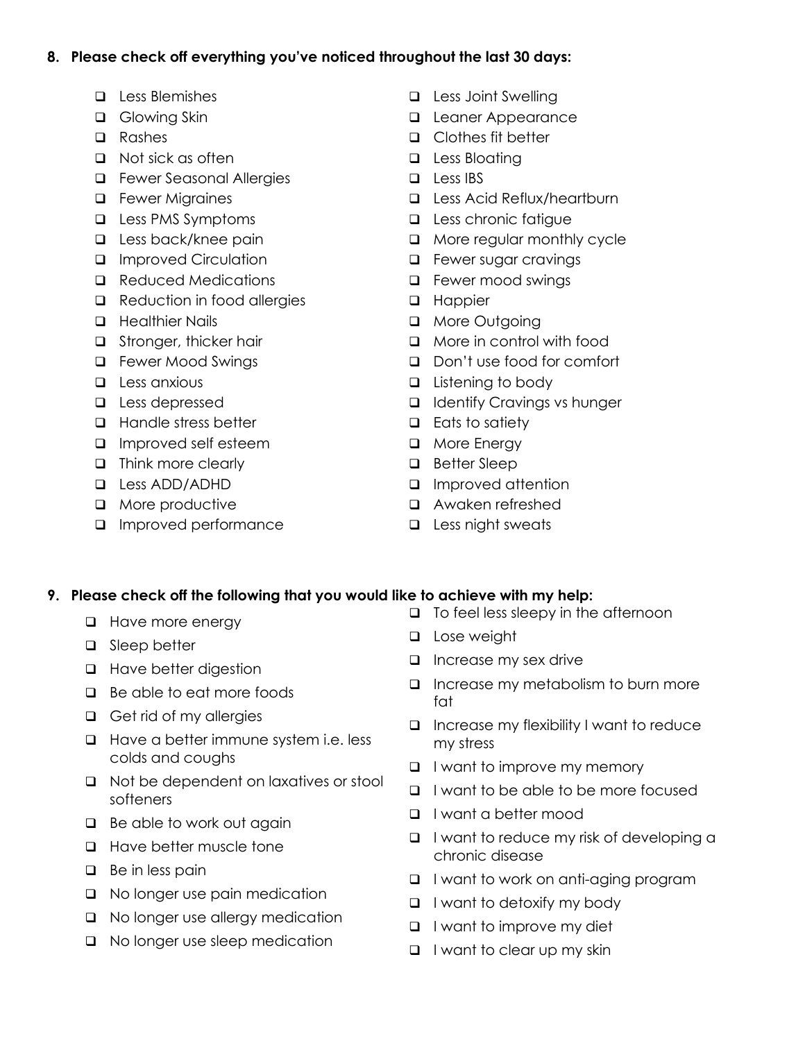8. **Please check off everything you've noticed throughout the last 30 days:**

- ❑ Less Blemishes
- ❑ Glowing Skin
- ❑ Rashes
- ❑ Not sick as often
- ❑ Fewer Seasonal Allergies
- ❑ Fewer Migraines
- ❑ Less PMS Symptoms
- ❑ Less back/knee pain
- ❑ Improved Circulation
- ❑ Reduced Medications
- ❑ Reduction in food allergies
- ❑ Healthier Nails
- ❑ Stronger, thicker hair
- ❑ Fewer Mood Swings
- ❑ Less anxious
- ❑ Less depressed
- ❑ Handle stress better
- ❑ Improved self esteem
- ❑ Think more clearly
- ❑ Less ADD/ADHD
- ❑ More productive
- ❑ Improved performance
- ❑ Less Joint Swelling
- ❑ Leaner Appearance
- ❑ Clothes fit better
- ❑ Less Bloating
- ❑ Less IBS
- ❑ Less Acid Reflux/heartburn
- ❑ Less chronic fatigue
- ❑ More regular monthly cycle
- ❑ Fewer sugar cravings
- ❑ Fewer mood swings
- ❑ Happier
- ❑ More Outgoing
- ❑ More in control with food
- ❑ Don't use food for comfort
- ❑ Listening to body
- ❑ Identify Cravings vs hunger
- ❑ Eats to satiety
- ❑ More Energy
- ❑ Better Sleep
- ❑ Improved attention
- ❑ Awaken refreshed
- ❑ Less night sweats

9. **Please check off the following that you would like to achieve with my help:**

- ❑ Have more energy
- ❑ Sleep better
- ❑ Have better digestion
- ❑ Be able to eat more foods
- ❑ Get rid of my allergies
- ❑ Have a better immune system i.e. less colds and coughs
- ❑ Not be dependent on laxatives or stool softeners
- ❑ Be able to work out again
- ❑ Have better muscle tone
- ❑ Be in less pain
- ❑ No longer use pain medication
- ❑ No longer use allergy medication
- ❑ No longer use sleep medication
- ❑ To feel less sleepy in the afternoon
- ❑ Lose weight
- ❑ Increase my sex drive
- ❑ Increase my metabolism to burn more fat
- ❑ Increase my flexibility I want to reduce my stress
- ❑ I want to improve my memory
- ❑ I want to be able to be more focused
- ❑ I want a better mood
- ❑ I want to reduce my risk of developing a chronic disease
- ❑ I want to work on anti-aging program
- ❑ I want to detoxify my body
- ❑ I want to improve my diet
- ❑ I want to clear up my skin